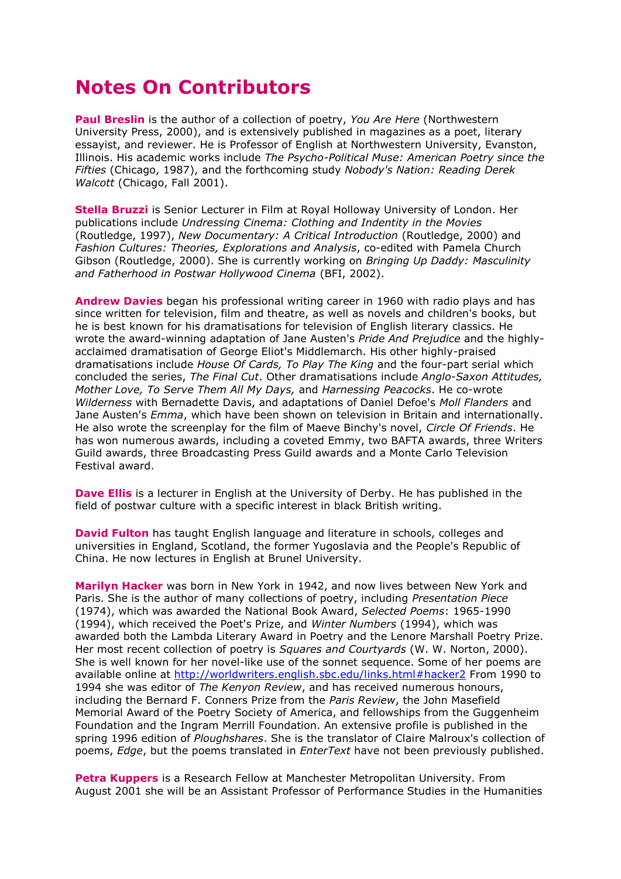# Notes On Contributors

**Paul Breslin** is the author of a collection of poetry, *You Are Here* (Northwestern University Press, 2000), and is extensively published in magazines as a poet, literary essayist, and reviewer. He is Professor of English at Northwestern University, Evanston, Illinois. His academic works include *The Psycho-Political Muse: American Poetry since the Fifties* (Chicago, 1987), and the forthcoming study *Nobody's Nation: Reading Derek Walcott* (Chicago, Fall 2001).

**Stella Bruzzi** is Senior Lecturer in Film at Royal Holloway University of London. Her publications include *Undressing Cinema: Clothing and Indentity in the Movies* (Routledge, 1997), *New Documentary: A Critical Introduction* (Routledge, 2000) and *Fashion Cultures: Theories, Explorations and Analysis*, co-edited with Pamela Church Gibson (Routledge, 2000). She is currently working on *Bringing Up Daddy: Masculinity and Fatherhood in Postwar Hollywood Cinema* (BFI, 2002).

**Andrew Davies** began his professional writing career in 1960 with radio plays and has since written for television, film and theatre, as well as novels and children's books, but he is best known for his dramatisations for television of English literary classics. He wrote the award-winning adaptation of Jane Austen's *Pride And Prejudice* and the highly-acclaimed dramatisation of George Eliot's Middlemarch. His other highly-praised dramatisations include *House Of Cards, To Play The King* and the four-part serial which concluded the series, *The Final Cut*. Other dramatisations include *Anglo-Saxon Attitudes, Mother Love, To Serve Them All My Days,* and *Harnessing Peacocks*. He co-wrote *Wilderness* with Bernadette Davis, and adaptations of Daniel Defoe's *Moll Flanders* and Jane Austen's *Emma*, which have been shown on television in Britain and internationally. He also wrote the screenplay for the film of Maeve Binchy's novel, *Circle Of Friends*. He has won numerous awards, including a coveted Emmy, two BAFTA awards, three Writers Guild awards, three Broadcasting Press Guild awards and a Monte Carlo Television Festival award.

**Dave Ellis** is a lecturer in English at the University of Derby. He has published in the field of postwar culture with a specific interest in black British writing.

**David Fulton** has taught English language and literature in schools, colleges and universities in England, Scotland, the former Yugoslavia and the People's Republic of China. He now lectures in English at Brunel University.

**Marilyn Hacker** was born in New York in 1942, and now lives between New York and Paris. She is the author of many collections of poetry, including *Presentation Piece* (1974), which was awarded the National Book Award, *Selected Poems*: 1965-1990 (1994), which received the Poet's Prize, and *Winter Numbers* (1994), which was awarded both the Lambda Literary Award in Poetry and the Lenore Marshall Poetry Prize. Her most recent collection of poetry is *Squares and Courtyards* (W. W. Norton, 2000). She is well known for her novel-like use of the sonnet sequence. Some of her poems are available online at http://worldwriters.english.sbc.edu/links.html#hacker2 From 1990 to 1994 she was editor of *The Kenyon Review*, and has received numerous honours, including the Bernard F. Conners Prize from the *Paris Review*, the John Masefield Memorial Award of the Poetry Society of America, and fellowships from the Guggenheim Foundation and the Ingram Merrill Foundation. An extensive profile is published in the spring 1996 edition of *Ploughshares*. She is the translator of Claire Malroux's collection of poems, *Edge*, but the poems translated in *EnterText* have not been previously published.

**Petra Kuppers** is a Research Fellow at Manchester Metropolitan University. From August 2001 she will be an Assistant Professor of Performance Studies in the Humanities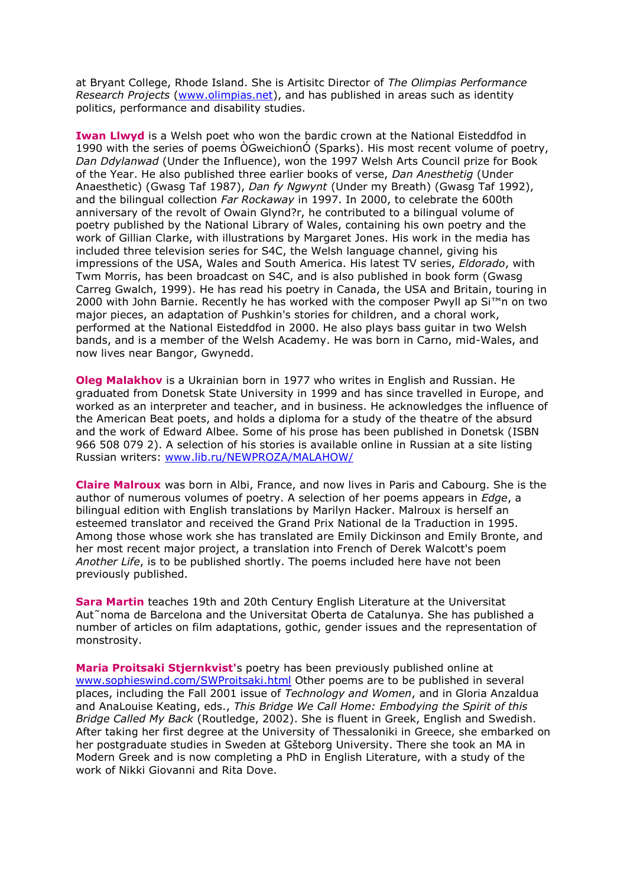at Bryant College, Rhode Island. She is Artisitc Director of *The Olimpias Performance Research Projects* (www.olimpias.net), and has published in areas such as identity politics, performance and disability studies.

**Iwan Llwyd** is a Welsh poet who won the bardic crown at the National Eisteddfod in 1990 with the series of poems ÒGweichionÓ (Sparks). His most recent volume of poetry, *Dan Ddylanwad* (Under the Influence), won the 1997 Welsh Arts Council prize for Book of the Year. He also published three earlier books of verse, *Dan Anesthetig* (Under Anaesthetic) (Gwasg Taf 1987), *Dan fy Ngwynt* (Under my Breath) (Gwasg Taf 1992), and the bilingual collection *Far Rockaway* in 1997. In 2000, to celebrate the 600th anniversary of the revolt of Owain Glynd?r, he contributed to a bilingual volume of poetry published by the National Library of Wales, containing his own poetry and the work of Gillian Clarke, with illustrations by Margaret Jones. His work in the media has included three television series for S4C, the Welsh language channel, giving his impressions of the USA, Wales and South America. His latest TV series, *Eldorado*, with Twm Morris, has been broadcast on S4C, and is also published in book form (Gwasg Carreg Gwalch, 1999). He has read his poetry in Canada, the USA and Britain, touring in 2000 with John Barnie. Recently he has worked with the composer Pwyll ap Si™n on two major pieces, an adaptation of Pushkin's stories for children, and a choral work, performed at the National Eisteddfod in 2000. He also plays bass guitar in two Welsh bands, and is a member of the Welsh Academy. He was born in Carno, mid-Wales, and now lives near Bangor, Gwynedd.

**Oleg Malakhov** is a Ukrainian born in 1977 who writes in English and Russian. He graduated from Donetsk State University in 1999 and has since travelled in Europe, and worked as an interpreter and teacher, and in business. He acknowledges the influence of the American Beat poets, and holds a diploma for a study of the theatre of the absurd and the work of Edward Albee. Some of his prose has been published in Donetsk (ISBN 966 508 079 2). A selection of his stories is available online in Russian at a site listing Russian writers: www.lib.ru/NEWPROZA/MALAHOW/

**Claire Malroux** was born in Albi, France, and now lives in Paris and Cabourg. She is the author of numerous volumes of poetry. A selection of her poems appears in *Edge*, a bilingual edition with English translations by Marilyn Hacker. Malroux is herself an esteemed translator and received the Grand Prix National de la Traduction in 1995. Among those whose work she has translated are Emily Dickinson and Emily Bronte, and her most recent major project, a translation into French of Derek Walcott's poem *Another Life*, is to be published shortly. The poems included here have not been previously published.

**Sara Martin** teaches 19th and 20th Century English Literature at the Universitat Aut˜noma de Barcelona and the Universitat Oberta de Catalunya. She has published a number of articles on film adaptations, gothic, gender issues and the representation of monstrosity.

**Maria Proitsaki Stjernkvist'**s poetry has been previously published online at www.sophieswind.com/SWProitsaki.html Other poems are to be published in several places, including the Fall 2001 issue of *Technology and Women*, and in Gloria Anzaldua and AnaLouise Keating, eds., *This Bridge We Call Home: Embodying the Spirit of this Bridge Called My Back* (Routledge, 2002). She is fluent in Greek, English and Swedish. After taking her first degree at the University of Thessaloniki in Greece, she embarked on her postgraduate studies in Sweden at Gšteborg University. There she took an MA in Modern Greek and is now completing a PhD in English Literature, with a study of the work of Nikki Giovanni and Rita Dove.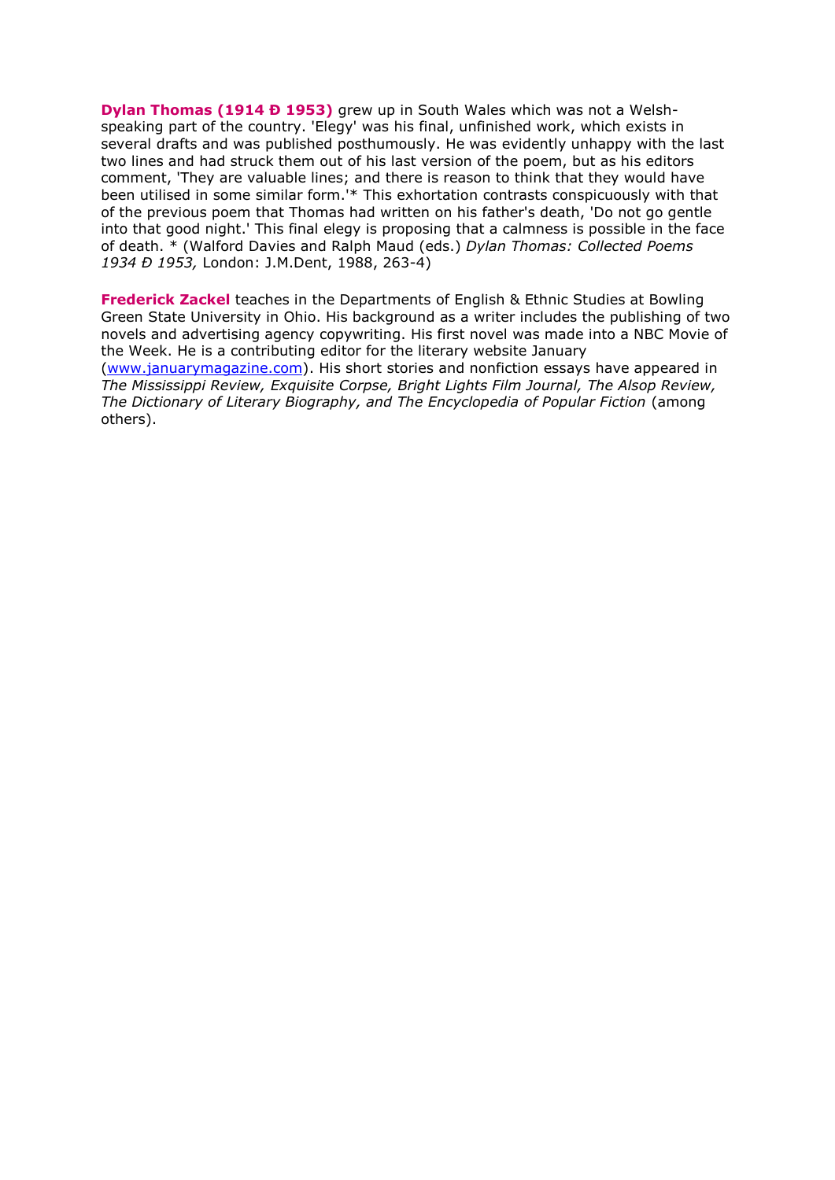**Dylan Thomas (1914 Ð 1953)** grew up in South Wales which was not a Welsh-speaking part of the country. 'Elegy' was his final, unfinished work, which exists in several drafts and was published posthumously. He was evidently unhappy with the last two lines and had struck them out of his last version of the poem, but as his editors comment, 'They are valuable lines; and there is reason to think that they would have been utilised in some similar form.'* This exhortation contrasts conspicuously with that of the previous poem that Thomas had written on his father's death, 'Do not go gentle into that good night.' This final elegy is proposing that a calmness is possible in the face of death. * (Walford Davies and Ralph Maud (eds.) *Dylan Thomas: Collected Poems 1934 Ð 1953,* London: J.M.Dent, 1988, 263-4)

**Frederick Zackel** teaches in the Departments of English & Ethnic Studies at Bowling Green State University in Ohio. His background as a writer includes the publishing of two novels and advertising agency copywriting. His first novel was made into a NBC Movie of the Week. He is a contributing editor for the literary website January (www.januarymagazine.com). His short stories and nonfiction essays have appeared in *The Mississippi Review, Exquisite Corpse, Bright Lights Film Journal, The Alsop Review, The Dictionary of Literary Biography, and The Encyclopedia of Popular Fiction* (among others).